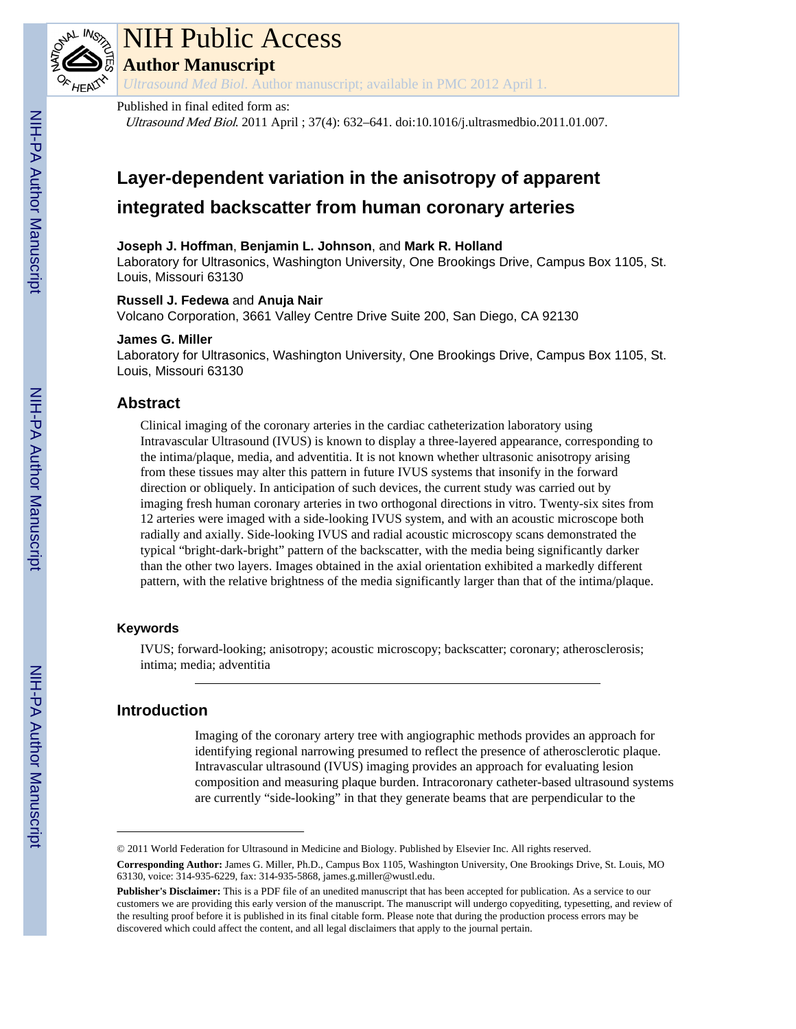# NIH Public Access

## Author Manuscript

*Ultrasound Med Biol*. Author manuscript; available in PMC 2012 April 1.

Published in final edited form as:

*Ultrasound Med Biol*. 2011 April ; 37(4): 632–641. doi:10.1016/j.ultrasmedbio.2011.01.007.

# Layer-dependent variation in the anisotropy of apparent integrated backscatter from human coronary arteries

**Joseph J. Hoffman**, **Benjamin L. Johnson**, and **Mark R. Holland**
Laboratory for Ultrasonics, Washington University, One Brookings Drive, Campus Box 1105, St. Louis, Missouri 63130

**Russell J. Fedewa** and **Anuja Nair**
Volcano Corporation, 3661 Valley Centre Drive Suite 200, San Diego, CA 92130

**James G. Miller**
Laboratory for Ultrasonics, Washington University, One Brookings Drive, Campus Box 1105, St. Louis, Missouri 63130

## Abstract

Clinical imaging of the coronary arteries in the cardiac catheterization laboratory using Intravascular Ultrasound (IVUS) is known to display a three-layered appearance, corresponding to the intima/plaque, media, and adventitia. It is not known whether ultrasonic anisotropy arising from these tissues may alter this pattern in future IVUS systems that insonify in the forward direction or obliquely. In anticipation of such devices, the current study was carried out by imaging fresh human coronary arteries in two orthogonal directions in vitro. Twenty-six sites from 12 arteries were imaged with a side-looking IVUS system, and with an acoustic microscope both radially and axially. Side-looking IVUS and radial acoustic microscopy scans demonstrated the typical "bright-dark-bright" pattern of the backscatter, with the media being significantly darker than the other two layers. Images obtained in the axial orientation exhibited a markedly different pattern, with the relative brightness of the media significantly larger than that of the intima/plaque.

### Keywords

IVUS; forward-looking; anisotropy; acoustic microscopy; backscatter; coronary; atherosclerosis; intima; media; adventitia

## Introduction

Imaging of the coronary artery tree with angiographic methods provides an approach for identifying regional narrowing presumed to reflect the presence of atherosclerotic plaque. Intravascular ultrasound (IVUS) imaging provides an approach for evaluating lesion composition and measuring plaque burden. Intracoronary catheter-based ultrasound systems are currently "side-looking" in that they generate beams that are perpendicular to the

© 2011 World Federation for Ultrasound in Medicine and Biology. Published by Elsevier Inc. All rights reserved.

**Corresponding Author:** James G. Miller, Ph.D., Campus Box 1105, Washington University, One Brookings Drive, St. Louis, MO 63130, voice: 314-935-6229, fax: 314-935-5868, james.g.miller@wustl.edu.

**Publisher's Disclaimer:** This is a PDF file of an unedited manuscript that has been accepted for publication. As a service to our customers we are providing this early version of the manuscript. The manuscript will undergo copyediting, typesetting, and review of the resulting proof before it is published in its final citable form. Please note that during the production process errors may be discovered which could affect the content, and all legal disclaimers that apply to the journal pertain.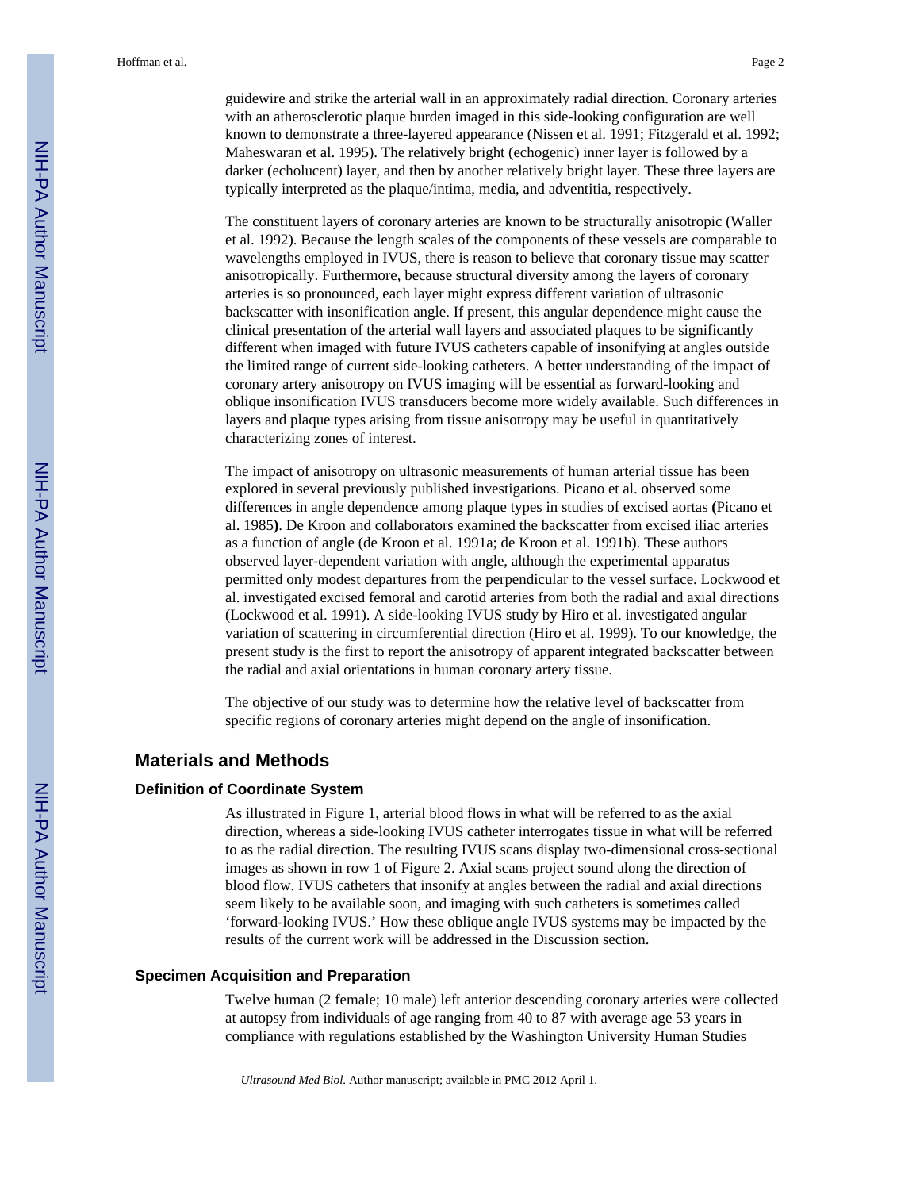guidewire and strike the arterial wall in an approximately radial direction. Coronary arteries with an atherosclerotic plaque burden imaged in this side-looking configuration are well known to demonstrate a three-layered appearance (Nissen et al. 1991; Fitzgerald et al. 1992; Maheswaran et al. 1995). The relatively bright (echogenic) inner layer is followed by a darker (echolucent) layer, and then by another relatively bright layer. These three layers are typically interpreted as the plaque/intima, media, and adventitia, respectively.

The constituent layers of coronary arteries are known to be structurally anisotropic (Waller et al. 1992). Because the length scales of the components of these vessels are comparable to wavelengths employed in IVUS, there is reason to believe that coronary tissue may scatter anisotropically. Furthermore, because structural diversity among the layers of coronary arteries is so pronounced, each layer might express different variation of ultrasonic backscatter with insonification angle. If present, this angular dependence might cause the clinical presentation of the arterial wall layers and associated plaques to be significantly different when imaged with future IVUS catheters capable of insonifying at angles outside the limited range of current side-looking catheters. A better understanding of the impact of coronary artery anisotropy on IVUS imaging will be essential as forward-looking and oblique insonification IVUS transducers become more widely available. Such differences in layers and plaque types arising from tissue anisotropy may be useful in quantitatively characterizing zones of interest.

The impact of anisotropy on ultrasonic measurements of human arterial tissue has been explored in several previously published investigations. Picano et al. observed some differences in angle dependence among plaque types in studies of excised aortas **(**Picano et al. 1985**)**. De Kroon and collaborators examined the backscatter from excised iliac arteries as a function of angle (de Kroon et al. 1991a; de Kroon et al. 1991b). These authors observed layer-dependent variation with angle, although the experimental apparatus permitted only modest departures from the perpendicular to the vessel surface. Lockwood et al. investigated excised femoral and carotid arteries from both the radial and axial directions (Lockwood et al. 1991). A side-looking IVUS study by Hiro et al. investigated angular variation of scattering in circumferential direction (Hiro et al. 1999). To our knowledge, the present study is the first to report the anisotropy of apparent integrated backscatter between the radial and axial orientations in human coronary artery tissue.

The objective of our study was to determine how the relative level of backscatter from specific regions of coronary arteries might depend on the angle of insonification.

## Materials and Methods

### Definition of Coordinate System

As illustrated in Figure 1, arterial blood flows in what will be referred to as the axial direction, whereas a side-looking IVUS catheter interrogates tissue in what will be referred to as the radial direction. The resulting IVUS scans display two-dimensional cross-sectional images as shown in row 1 of Figure 2. Axial scans project sound along the direction of blood flow. IVUS catheters that insonify at angles between the radial and axial directions seem likely to be available soon, and imaging with such catheters is sometimes called 'forward-looking IVUS.' How these oblique angle IVUS systems may be impacted by the results of the current work will be addressed in the Discussion section.

### Specimen Acquisition and Preparation

Twelve human (2 female; 10 male) left anterior descending coronary arteries were collected at autopsy from individuals of age ranging from 40 to 87 with average age 53 years in compliance with regulations established by the Washington University Human Studies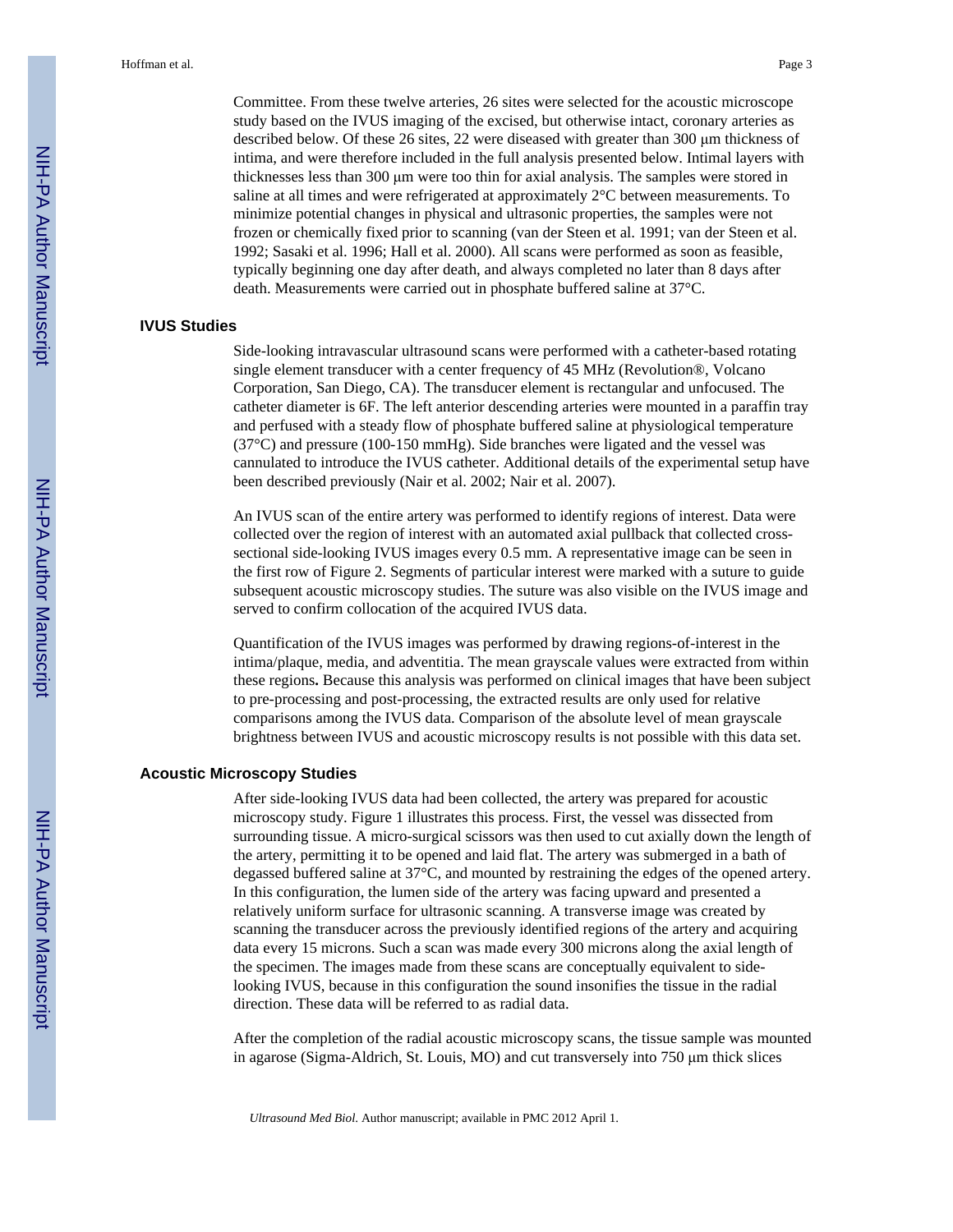Committee. From these twelve arteries, 26 sites were selected for the acoustic microscope study based on the IVUS imaging of the excised, but otherwise intact, coronary arteries as described below. Of these 26 sites, 22 were diseased with greater than 300 μm thickness of intima, and were therefore included in the full analysis presented below. Intimal layers with thicknesses less than 300 μm were too thin for axial analysis. The samples were stored in saline at all times and were refrigerated at approximately 2°C between measurements. To minimize potential changes in physical and ultrasonic properties, the samples were not frozen or chemically fixed prior to scanning (van der Steen et al. 1991; van der Steen et al. 1992; Sasaki et al. 1996; Hall et al. 2000). All scans were performed as soon as feasible, typically beginning one day after death, and always completed no later than 8 days after death. Measurements were carried out in phosphate buffered saline at 37°C.

### IVUS Studies

Side-looking intravascular ultrasound scans were performed with a catheter-based rotating single element transducer with a center frequency of 45 MHz (Revolution®, Volcano Corporation, San Diego, CA). The transducer element is rectangular and unfocused. The catheter diameter is 6F. The left anterior descending arteries were mounted in a paraffin tray and perfused with a steady flow of phosphate buffered saline at physiological temperature (37°C) and pressure (100-150 mmHg). Side branches were ligated and the vessel was cannulated to introduce the IVUS catheter. Additional details of the experimental setup have been described previously (Nair et al. 2002; Nair et al. 2007).

An IVUS scan of the entire artery was performed to identify regions of interest. Data were collected over the region of interest with an automated axial pullback that collected cross-sectional side-looking IVUS images every 0.5 mm. A representative image can be seen in the first row of Figure 2. Segments of particular interest were marked with a suture to guide subsequent acoustic microscopy studies. The suture was also visible on the IVUS image and served to confirm collocation of the acquired IVUS data.

Quantification of the IVUS images was performed by drawing regions-of-interest in the intima/plaque, media, and adventitia. The mean grayscale values were extracted from within these regions**.** Because this analysis was performed on clinical images that have been subject to pre-processing and post-processing, the extracted results are only used for relative comparisons among the IVUS data. Comparison of the absolute level of mean grayscale brightness between IVUS and acoustic microscopy results is not possible with this data set.

### Acoustic Microscopy Studies

After side-looking IVUS data had been collected, the artery was prepared for acoustic microscopy study. Figure 1 illustrates this process. First, the vessel was dissected from surrounding tissue. A micro-surgical scissors was then used to cut axially down the length of the artery, permitting it to be opened and laid flat. The artery was submerged in a bath of degassed buffered saline at 37°C, and mounted by restraining the edges of the opened artery. In this configuration, the lumen side of the artery was facing upward and presented a relatively uniform surface for ultrasonic scanning. A transverse image was created by scanning the transducer across the previously identified regions of the artery and acquiring data every 15 microns. Such a scan was made every 300 microns along the axial length of the specimen. The images made from these scans are conceptually equivalent to side-looking IVUS, because in this configuration the sound insonifies the tissue in the radial direction. These data will be referred to as radial data.

After the completion of the radial acoustic microscopy scans, the tissue sample was mounted in agarose (Sigma-Aldrich, St. Louis, MO) and cut transversely into 750 μm thick slices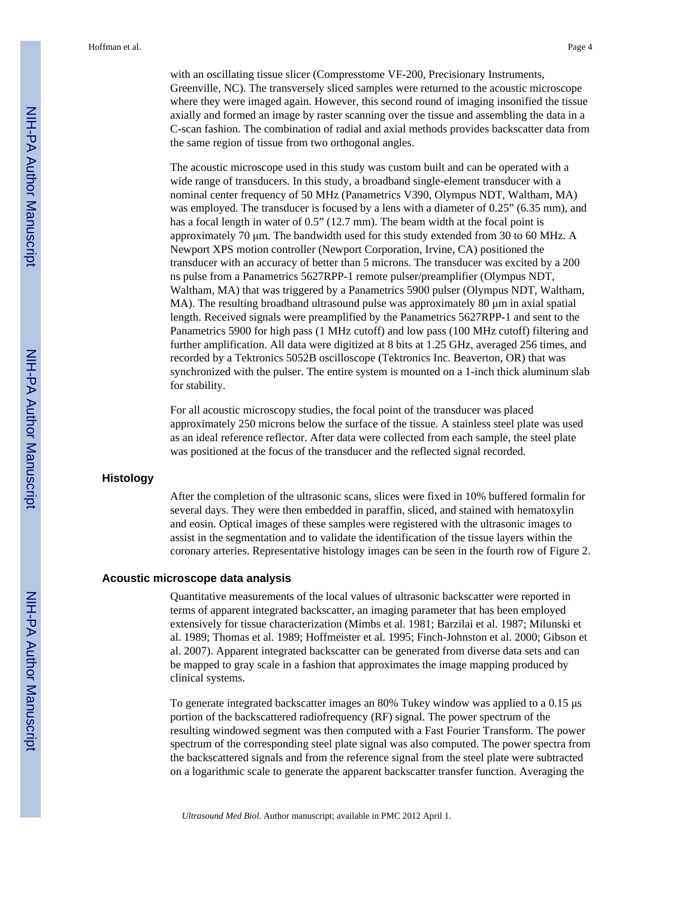with an oscillating tissue slicer (Compresstome VF-200, Precisionary Instruments, Greenville, NC). The transversely sliced samples were returned to the acoustic microscope where they were imaged again. However, this second round of imaging insonified the tissue axially and formed an image by raster scanning over the tissue and assembling the data in a C-scan fashion. The combination of radial and axial methods provides backscatter data from the same region of tissue from two orthogonal angles.

The acoustic microscope used in this study was custom built and can be operated with a wide range of transducers. In this study, a broadband single-element transducer with a nominal center frequency of 50 MHz (Panametrics V390, Olympus NDT, Waltham, MA) was employed. The transducer is focused by a lens with a diameter of 0.25" (6.35 mm), and has a focal length in water of 0.5" (12.7 mm). The beam width at the focal point is approximately 70 μm. The bandwidth used for this study extended from 30 to 60 MHz. A Newport XPS motion controller (Newport Corporation, Irvine, CA) positioned the transducer with an accuracy of better than 5 microns. The transducer was excited by a 200 ns pulse from a Panametrics 5627RPP-1 remote pulser/preamplifier (Olympus NDT, Waltham, MA) that was triggered by a Panametrics 5900 pulser (Olympus NDT, Waltham, MA). The resulting broadband ultrasound pulse was approximately 80 μm in axial spatial length. Received signals were preamplified by the Panametrics 5627RPP-1 and sent to the Panametrics 5900 for high pass (1 MHz cutoff) and low pass (100 MHz cutoff) filtering and further amplification. All data were digitized at 8 bits at 1.25 GHz, averaged 256 times, and recorded by a Tektronics 5052B oscilloscope (Tektronics Inc. Beaverton, OR) that was synchronized with the pulser. The entire system is mounted on a 1-inch thick aluminum slab for stability.

For all acoustic microscopy studies, the focal point of the transducer was placed approximately 250 microns below the surface of the tissue. A stainless steel plate was used as an ideal reference reflector. After data were collected from each sample, the steel plate was positioned at the focus of the transducer and the reflected signal recorded.

## Histology

After the completion of the ultrasonic scans, slices were fixed in 10% buffered formalin for several days. They were then embedded in paraffin, sliced, and stained with hematoxylin and eosin. Optical images of these samples were registered with the ultrasonic images to assist in the segmentation and to validate the identification of the tissue layers within the coronary arteries. Representative histology images can be seen in the fourth row of Figure 2.

## Acoustic microscope data analysis

Quantitative measurements of the local values of ultrasonic backscatter were reported in terms of apparent integrated backscatter, an imaging parameter that has been employed extensively for tissue characterization (Mimbs et al. 1981; Barzilai et al. 1987; Milunski et al. 1989; Thomas et al. 1989; Hoffmeister et al. 1995; Finch-Johnston et al. 2000; Gibson et al. 2007). Apparent integrated backscatter can be generated from diverse data sets and can be mapped to gray scale in a fashion that approximates the image mapping produced by clinical systems.

To generate integrated backscatter images an 80% Tukey window was applied to a 0.15 μs portion of the backscattered radiofrequency (RF) signal. The power spectrum of the resulting windowed segment was then computed with a Fast Fourier Transform. The power spectrum of the corresponding steel plate signal was also computed. The power spectra from the backscattered signals and from the reference signal from the steel plate were subtracted on a logarithmic scale to generate the apparent backscatter transfer function. Averaging the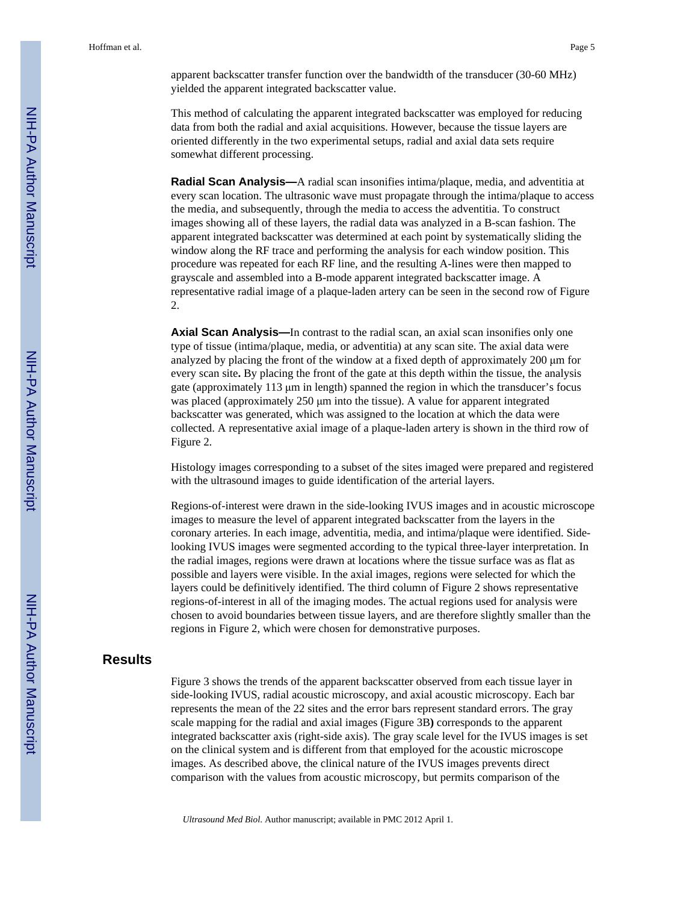apparent backscatter transfer function over the bandwidth of the transducer (30-60 MHz) yielded the apparent integrated backscatter value.

This method of calculating the apparent integrated backscatter was employed for reducing data from both the radial and axial acquisitions. However, because the tissue layers are oriented differently in the two experimental setups, radial and axial data sets require somewhat different processing.

**Radial Scan Analysis—**A radial scan insonifies intima/plaque, media, and adventitia at every scan location. The ultrasonic wave must propagate through the intima/plaque to access the media, and subsequently, through the media to access the adventitia. To construct images showing all of these layers, the radial data was analyzed in a B-scan fashion. The apparent integrated backscatter was determined at each point by systematically sliding the window along the RF trace and performing the analysis for each window position. This procedure was repeated for each RF line, and the resulting A-lines were then mapped to grayscale and assembled into a B-mode apparent integrated backscatter image. A representative radial image of a plaque-laden artery can be seen in the second row of Figure 2.

**Axial Scan Analysis—**In contrast to the radial scan, an axial scan insonifies only one type of tissue (intima/plaque, media, or adventitia) at any scan site. The axial data were analyzed by placing the front of the window at a fixed depth of approximately 200 μm for every scan site**.** By placing the front of the gate at this depth within the tissue, the analysis gate (approximately 113 μm in length) spanned the region in which the transducer's focus was placed (approximately 250 μm into the tissue). A value for apparent integrated backscatter was generated, which was assigned to the location at which the data were collected. A representative axial image of a plaque-laden artery is shown in the third row of Figure 2.

Histology images corresponding to a subset of the sites imaged were prepared and registered with the ultrasound images to guide identification of the arterial layers.

Regions-of-interest were drawn in the side-looking IVUS images and in acoustic microscope images to measure the level of apparent integrated backscatter from the layers in the coronary arteries. In each image, adventitia, media, and intima/plaque were identified. Side-looking IVUS images were segmented according to the typical three-layer interpretation. In the radial images, regions were drawn at locations where the tissue surface was as flat as possible and layers were visible. In the axial images, regions were selected for which the layers could be definitively identified. The third column of Figure 2 shows representative regions-of-interest in all of the imaging modes. The actual regions used for analysis were chosen to avoid boundaries between tissue layers, and are therefore slightly smaller than the regions in Figure 2, which were chosen for demonstrative purposes.

## Results

Figure 3 shows the trends of the apparent backscatter observed from each tissue layer in side-looking IVUS, radial acoustic microscopy, and axial acoustic microscopy. Each bar represents the mean of the 22 sites and the error bars represent standard errors. The gray scale mapping for the radial and axial images (Figure 3B**)** corresponds to the apparent integrated backscatter axis (right-side axis). The gray scale level for the IVUS images is set on the clinical system and is different from that employed for the acoustic microscope images. As described above, the clinical nature of the IVUS images prevents direct comparison with the values from acoustic microscopy, but permits comparison of the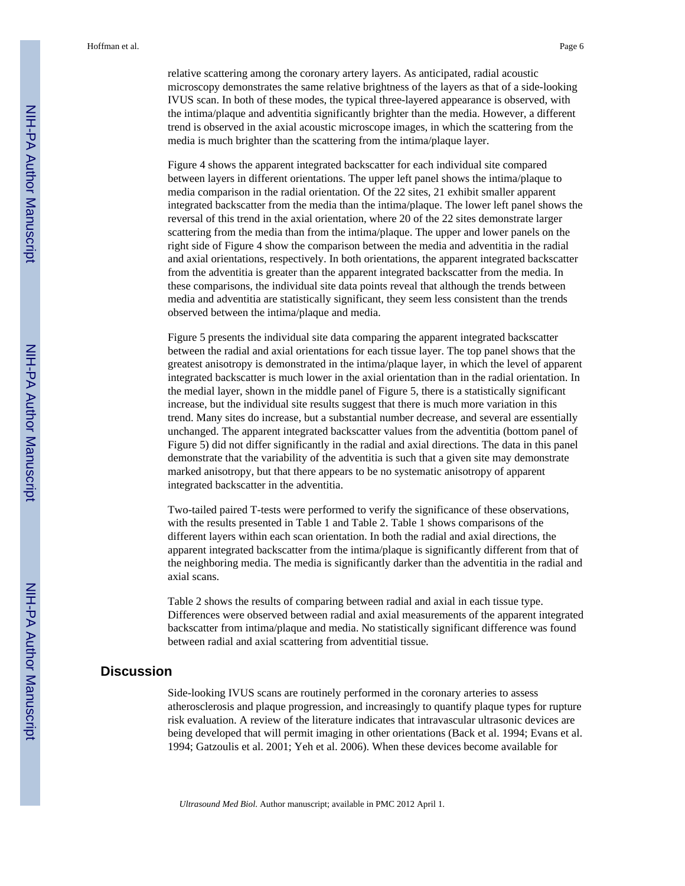relative scattering among the coronary artery layers. As anticipated, radial acoustic microscopy demonstrates the same relative brightness of the layers as that of a side-looking IVUS scan. In both of these modes, the typical three-layered appearance is observed, with the intima/plaque and adventitia significantly brighter than the media. However, a different trend is observed in the axial acoustic microscope images, in which the scattering from the media is much brighter than the scattering from the intima/plaque layer.

Figure 4 shows the apparent integrated backscatter for each individual site compared between layers in different orientations. The upper left panel shows the intima/plaque to media comparison in the radial orientation. Of the 22 sites, 21 exhibit smaller apparent integrated backscatter from the media than the intima/plaque. The lower left panel shows the reversal of this trend in the axial orientation, where 20 of the 22 sites demonstrate larger scattering from the media than from the intima/plaque. The upper and lower panels on the right side of Figure 4 show the comparison between the media and adventitia in the radial and axial orientations, respectively. In both orientations, the apparent integrated backscatter from the adventitia is greater than the apparent integrated backscatter from the media. In these comparisons, the individual site data points reveal that although the trends between media and adventitia are statistically significant, they seem less consistent than the trends observed between the intima/plaque and media.

Figure 5 presents the individual site data comparing the apparent integrated backscatter between the radial and axial orientations for each tissue layer. The top panel shows that the greatest anisotropy is demonstrated in the intima/plaque layer, in which the level of apparent integrated backscatter is much lower in the axial orientation than in the radial orientation. In the medial layer, shown in the middle panel of Figure 5, there is a statistically significant increase, but the individual site results suggest that there is much more variation in this trend. Many sites do increase, but a substantial number decrease, and several are essentially unchanged. The apparent integrated backscatter values from the adventitia (bottom panel of Figure 5) did not differ significantly in the radial and axial directions. The data in this panel demonstrate that the variability of the adventitia is such that a given site may demonstrate marked anisotropy, but that there appears to be no systematic anisotropy of apparent integrated backscatter in the adventitia.

Two-tailed paired T-tests were performed to verify the significance of these observations, with the results presented in Table 1 and Table 2. Table 1 shows comparisons of the different layers within each scan orientation. In both the radial and axial directions, the apparent integrated backscatter from the intima/plaque is significantly different from that of the neighboring media. The media is significantly darker than the adventitia in the radial and axial scans.

Table 2 shows the results of comparing between radial and axial in each tissue type. Differences were observed between radial and axial measurements of the apparent integrated backscatter from intima/plaque and media. No statistically significant difference was found between radial and axial scattering from adventitial tissue.

## Discussion

Side-looking IVUS scans are routinely performed in the coronary arteries to assess atherosclerosis and plaque progression, and increasingly to quantify plaque types for rupture risk evaluation. A review of the literature indicates that intravascular ultrasonic devices are being developed that will permit imaging in other orientations (Back et al. 1994; Evans et al. 1994; Gatzoulis et al. 2001; Yeh et al. 2006). When these devices become available for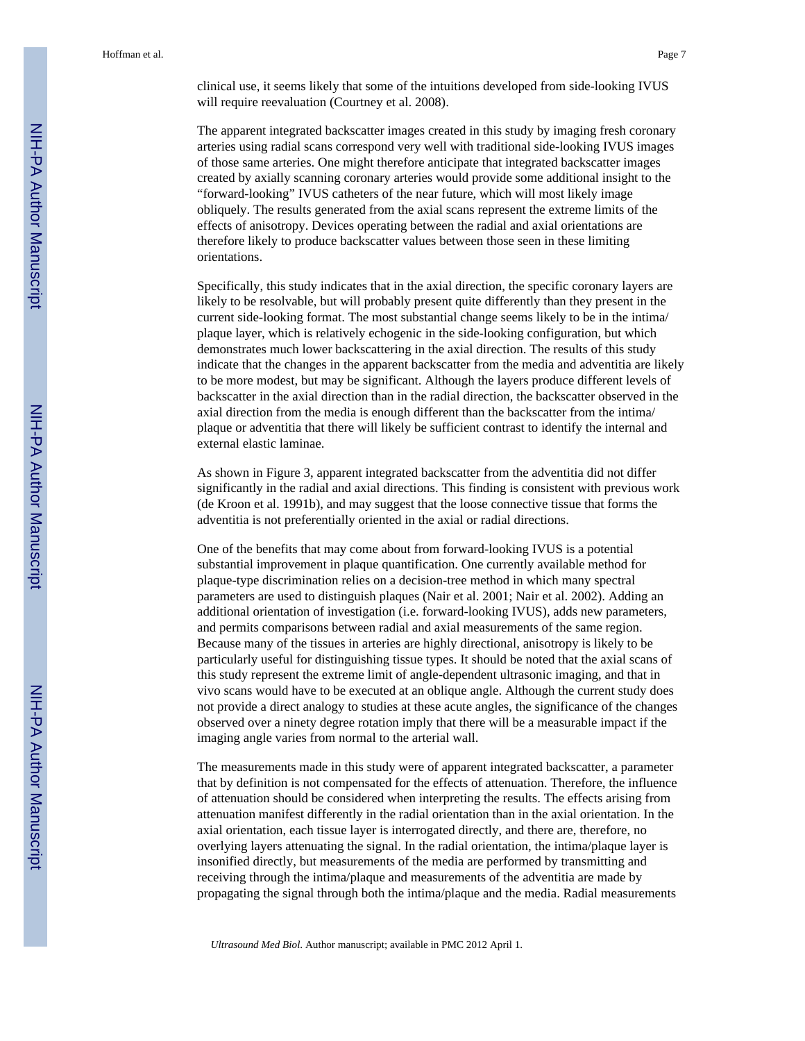clinical use, it seems likely that some of the intuitions developed from side-looking IVUS will require reevaluation (Courtney et al. 2008).

The apparent integrated backscatter images created in this study by imaging fresh coronary arteries using radial scans correspond very well with traditional side-looking IVUS images of those same arteries. One might therefore anticipate that integrated backscatter images created by axially scanning coronary arteries would provide some additional insight to the "forward-looking" IVUS catheters of the near future, which will most likely image obliquely. The results generated from the axial scans represent the extreme limits of the effects of anisotropy. Devices operating between the radial and axial orientations are therefore likely to produce backscatter values between those seen in these limiting orientations.

Specifically, this study indicates that in the axial direction, the specific coronary layers are likely to be resolvable, but will probably present quite differently than they present in the current side-looking format. The most substantial change seems likely to be in the intima/plaque layer, which is relatively echogenic in the side-looking configuration, but which demonstrates much lower backscattering in the axial direction. The results of this study indicate that the changes in the apparent backscatter from the media and adventitia are likely to be more modest, but may be significant. Although the layers produce different levels of backscatter in the axial direction than in the radial direction, the backscatter observed in the axial direction from the media is enough different than the backscatter from the intima/plaque or adventitia that there will likely be sufficient contrast to identify the internal and external elastic laminae.

As shown in Figure 3, apparent integrated backscatter from the adventitia did not differ significantly in the radial and axial directions. This finding is consistent with previous work (de Kroon et al. 1991b), and may suggest that the loose connective tissue that forms the adventitia is not preferentially oriented in the axial or radial directions.

One of the benefits that may come about from forward-looking IVUS is a potential substantial improvement in plaque quantification. One currently available method for plaque-type discrimination relies on a decision-tree method in which many spectral parameters are used to distinguish plaques (Nair et al. 2001; Nair et al. 2002). Adding an additional orientation of investigation (i.e. forward-looking IVUS), adds new parameters, and permits comparisons between radial and axial measurements of the same region. Because many of the tissues in arteries are highly directional, anisotropy is likely to be particularly useful for distinguishing tissue types. It should be noted that the axial scans of this study represent the extreme limit of angle-dependent ultrasonic imaging, and that in vivo scans would have to be executed at an oblique angle. Although the current study does not provide a direct analogy to studies at these acute angles, the significance of the changes observed over a ninety degree rotation imply that there will be a measurable impact if the imaging angle varies from normal to the arterial wall.

The measurements made in this study were of apparent integrated backscatter, a parameter that by definition is not compensated for the effects of attenuation. Therefore, the influence of attenuation should be considered when interpreting the results. The effects arising from attenuation manifest differently in the radial orientation than in the axial orientation. In the axial orientation, each tissue layer is interrogated directly, and there are, therefore, no overlying layers attenuating the signal. In the radial orientation, the intima/plaque layer is insonified directly, but measurements of the media are performed by transmitting and receiving through the intima/plaque and measurements of the adventitia are made by propagating the signal through both the intima/plaque and the media. Radial measurements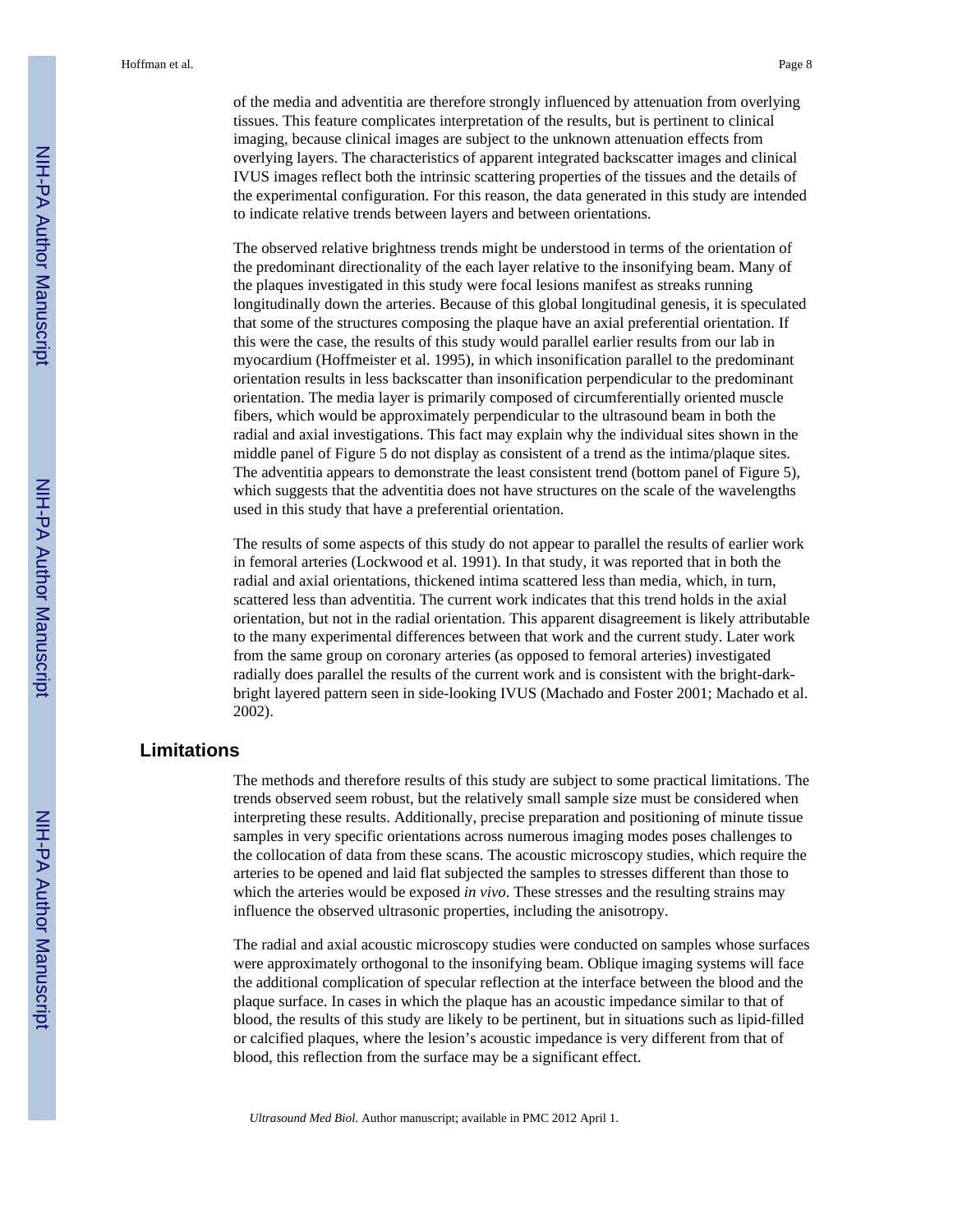of the media and adventitia are therefore strongly influenced by attenuation from overlying tissues. This feature complicates interpretation of the results, but is pertinent to clinical imaging, because clinical images are subject to the unknown attenuation effects from overlying layers. The characteristics of apparent integrated backscatter images and clinical IVUS images reflect both the intrinsic scattering properties of the tissues and the details of the experimental configuration. For this reason, the data generated in this study are intended to indicate relative trends between layers and between orientations.

The observed relative brightness trends might be understood in terms of the orientation of the predominant directionality of the each layer relative to the insonifying beam. Many of the plaques investigated in this study were focal lesions manifest as streaks running longitudinally down the arteries. Because of this global longitudinal genesis, it is speculated that some of the structures composing the plaque have an axial preferential orientation. If this were the case, the results of this study would parallel earlier results from our lab in myocardium (Hoffmeister et al. 1995), in which insonification parallel to the predominant orientation results in less backscatter than insonification perpendicular to the predominant orientation. The media layer is primarily composed of circumferentially oriented muscle fibers, which would be approximately perpendicular to the ultrasound beam in both the radial and axial investigations. This fact may explain why the individual sites shown in the middle panel of Figure 5 do not display as consistent of a trend as the intima/plaque sites. The adventitia appears to demonstrate the least consistent trend (bottom panel of Figure 5), which suggests that the adventitia does not have structures on the scale of the wavelengths used in this study that have a preferential orientation.

The results of some aspects of this study do not appear to parallel the results of earlier work in femoral arteries (Lockwood et al. 1991). In that study, it was reported that in both the radial and axial orientations, thickened intima scattered less than media, which, in turn, scattered less than adventitia. The current work indicates that this trend holds in the axial orientation, but not in the radial orientation. This apparent disagreement is likely attributable to the many experimental differences between that work and the current study. Later work from the same group on coronary arteries (as opposed to femoral arteries) investigated radially does parallel the results of the current work and is consistent with the bright-dark-bright layered pattern seen in side-looking IVUS (Machado and Foster 2001; Machado et al. 2002).

## Limitations

The methods and therefore results of this study are subject to some practical limitations. The trends observed seem robust, but the relatively small sample size must be considered when interpreting these results. Additionally, precise preparation and positioning of minute tissue samples in very specific orientations across numerous imaging modes poses challenges to the collocation of data from these scans. The acoustic microscopy studies, which require the arteries to be opened and laid flat subjected the samples to stresses different than those to which the arteries would be exposed *in vivo*. These stresses and the resulting strains may influence the observed ultrasonic properties, including the anisotropy.

The radial and axial acoustic microscopy studies were conducted on samples whose surfaces were approximately orthogonal to the insonifying beam. Oblique imaging systems will face the additional complication of specular reflection at the interface between the blood and the plaque surface. In cases in which the plaque has an acoustic impedance similar to that of blood, the results of this study are likely to be pertinent, but in situations such as lipid-filled or calcified plaques, where the lesion's acoustic impedance is very different from that of blood, this reflection from the surface may be a significant effect.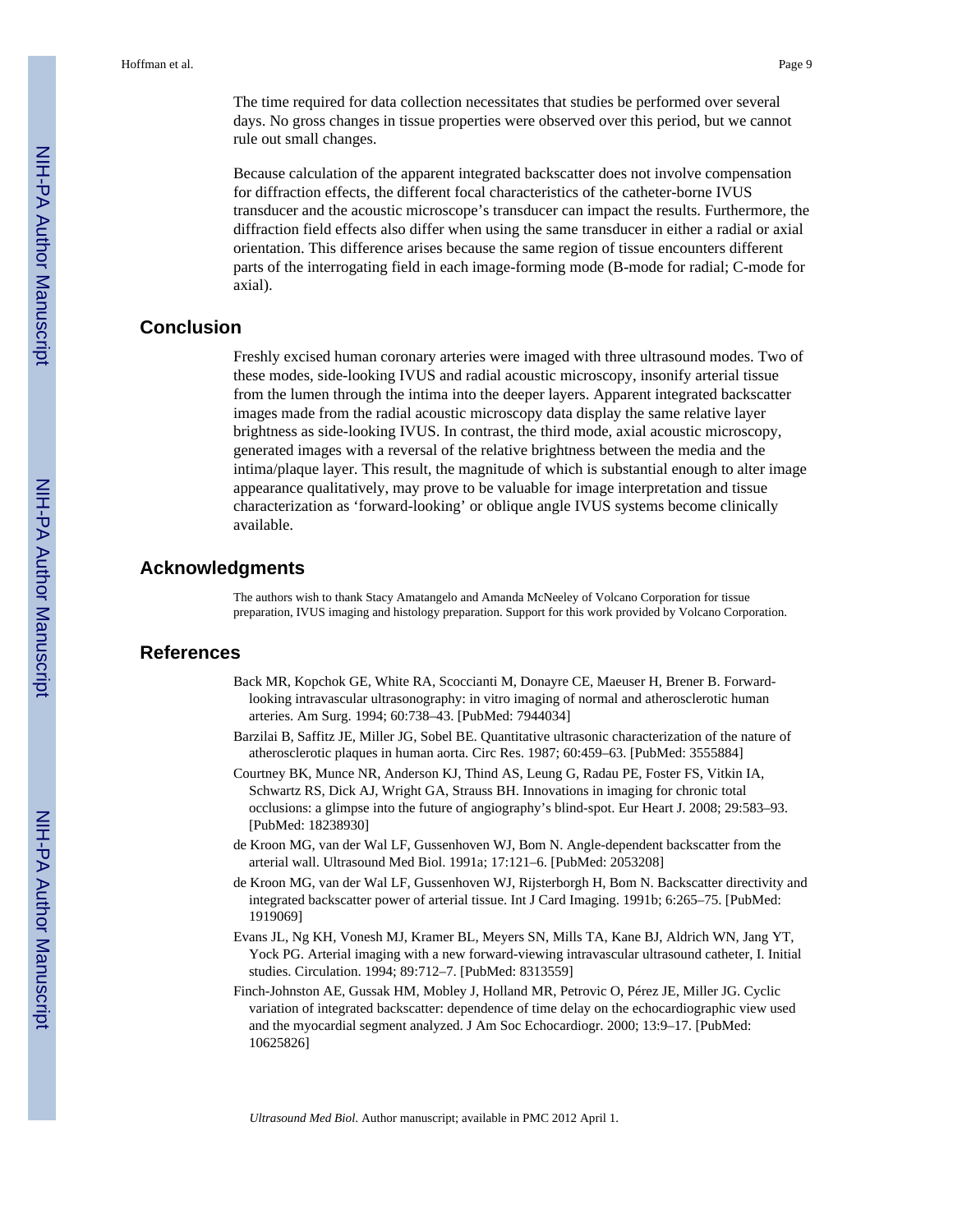The time required for data collection necessitates that studies be performed over several days. No gross changes in tissue properties were observed over this period, but we cannot rule out small changes.

Because calculation of the apparent integrated backscatter does not involve compensation for diffraction effects, the different focal characteristics of the catheter-borne IVUS transducer and the acoustic microscope's transducer can impact the results. Furthermore, the diffraction field effects also differ when using the same transducer in either a radial or axial orientation. This difference arises because the same region of tissue encounters different parts of the interrogating field in each image-forming mode (B-mode for radial; C-mode for axial).

## Conclusion

Freshly excised human coronary arteries were imaged with three ultrasound modes. Two of these modes, side-looking IVUS and radial acoustic microscopy, insonify arterial tissue from the lumen through the intima into the deeper layers. Apparent integrated backscatter images made from the radial acoustic microscopy data display the same relative layer brightness as side-looking IVUS. In contrast, the third mode, axial acoustic microscopy, generated images with a reversal of the relative brightness between the media and the intima/plaque layer. This result, the magnitude of which is substantial enough to alter image appearance qualitatively, may prove to be valuable for image interpretation and tissue characterization as 'forward-looking' or oblique angle IVUS systems become clinically available.

## Acknowledgments

The authors wish to thank Stacy Amatangelo and Amanda McNeeley of Volcano Corporation for tissue preparation, IVUS imaging and histology preparation. Support for this work provided by Volcano Corporation.

## References

- Back MR, Kopchok GE, White RA, Scoccianti M, Donayre CE, Maeuser H, Brener B. Forward-looking intravascular ultrasonography: in vitro imaging of normal and atherosclerotic human arteries. Am Surg. 1994; 60:738–43. [PubMed: 7944034]
- Barzilai B, Saffitz JE, Miller JG, Sobel BE. Quantitative ultrasonic characterization of the nature of atherosclerotic plaques in human aorta. Circ Res. 1987; 60:459–63. [PubMed: 3555884]
- Courtney BK, Munce NR, Anderson KJ, Thind AS, Leung G, Radau PE, Foster FS, Vitkin IA, Schwartz RS, Dick AJ, Wright GA, Strauss BH. Innovations in imaging for chronic total occlusions: a glimpse into the future of angiography's blind-spot. Eur Heart J. 2008; 29:583–93. [PubMed: 18238930]
- de Kroon MG, van der Wal LF, Gussenhoven WJ, Bom N. Angle-dependent backscatter from the arterial wall. Ultrasound Med Biol. 1991a; 17:121–6. [PubMed: 2053208]
- de Kroon MG, van der Wal LF, Gussenhoven WJ, Rijsterborgh H, Bom N. Backscatter directivity and integrated backscatter power of arterial tissue. Int J Card Imaging. 1991b; 6:265–75. [PubMed: 1919069]
- Evans JL, Ng KH, Vonesh MJ, Kramer BL, Meyers SN, Mills TA, Kane BJ, Aldrich WN, Jang YT, Yock PG. Arterial imaging with a new forward-viewing intravascular ultrasound catheter, I. Initial studies. Circulation. 1994; 89:712–7. [PubMed: 8313559]
- Finch-Johnston AE, Gussak HM, Mobley J, Holland MR, Petrovic O, Pérez JE, Miller JG. Cyclic variation of integrated backscatter: dependence of time delay on the echocardiographic view used and the myocardial segment analyzed. J Am Soc Echocardiogr. 2000; 13:9–17. [PubMed: 10625826]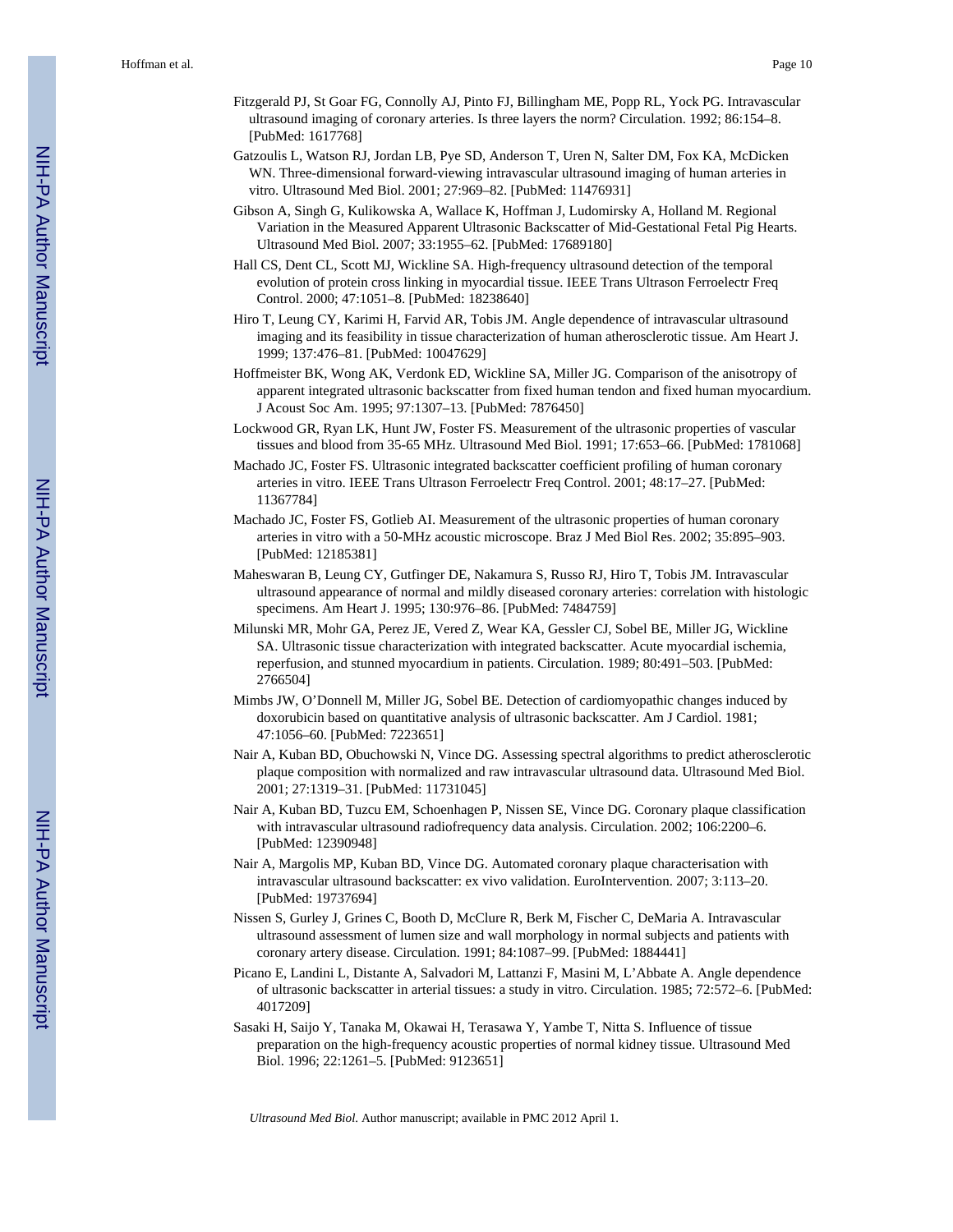Fitzgerald PJ, St Goar FG, Connolly AJ, Pinto FJ, Billingham ME, Popp RL, Yock PG. Intravascular ultrasound imaging of coronary arteries. Is three layers the norm? Circulation. 1992; 86:154–8. [PubMed: 1617768]

Gatzoulis L, Watson RJ, Jordan LB, Pye SD, Anderson T, Uren N, Salter DM, Fox KA, McDicken WN. Three-dimensional forward-viewing intravascular ultrasound imaging of human arteries in vitro. Ultrasound Med Biol. 2001; 27:969–82. [PubMed: 11476931]

Gibson A, Singh G, Kulikowska A, Wallace K, Hoffman J, Ludomirsky A, Holland M. Regional Variation in the Measured Apparent Ultrasonic Backscatter of Mid-Gestational Fetal Pig Hearts. Ultrasound Med Biol. 2007; 33:1955–62. [PubMed: 17689180]

Hall CS, Dent CL, Scott MJ, Wickline SA. High-frequency ultrasound detection of the temporal evolution of protein cross linking in myocardial tissue. IEEE Trans Ultrason Ferroelectr Freq Control. 2000; 47:1051–8. [PubMed: 18238640]

Hiro T, Leung CY, Karimi H, Farvid AR, Tobis JM. Angle dependence of intravascular ultrasound imaging and its feasibility in tissue characterization of human atherosclerotic tissue. Am Heart J. 1999; 137:476–81. [PubMed: 10047629]

Hoffmeister BK, Wong AK, Verdonk ED, Wickline SA, Miller JG. Comparison of the anisotropy of apparent integrated ultrasonic backscatter from fixed human tendon and fixed human myocardium. J Acoust Soc Am. 1995; 97:1307–13. [PubMed: 7876450]

Lockwood GR, Ryan LK, Hunt JW, Foster FS. Measurement of the ultrasonic properties of vascular tissues and blood from 35-65 MHz. Ultrasound Med Biol. 1991; 17:653–66. [PubMed: 1781068]

Machado JC, Foster FS. Ultrasonic integrated backscatter coefficient profiling of human coronary arteries in vitro. IEEE Trans Ultrason Ferroelectr Freq Control. 2001; 48:17–27. [PubMed: 11367784]

Machado JC, Foster FS, Gotlieb AI. Measurement of the ultrasonic properties of human coronary arteries in vitro with a 50-MHz acoustic microscope. Braz J Med Biol Res. 2002; 35:895–903. [PubMed: 12185381]

Maheswaran B, Leung CY, Gutfinger DE, Nakamura S, Russo RJ, Hiro T, Tobis JM. Intravascular ultrasound appearance of normal and mildly diseased coronary arteries: correlation with histologic specimens. Am Heart J. 1995; 130:976–86. [PubMed: 7484759]

Milunski MR, Mohr GA, Perez JE, Vered Z, Wear KA, Gessler CJ, Sobel BE, Miller JG, Wickline SA. Ultrasonic tissue characterization with integrated backscatter. Acute myocardial ischemia, reperfusion, and stunned myocardium in patients. Circulation. 1989; 80:491–503. [PubMed: 2766504]

Mimbs JW, O'Donnell M, Miller JG, Sobel BE. Detection of cardiomyopathic changes induced by doxorubicin based on quantitative analysis of ultrasonic backscatter. Am J Cardiol. 1981; 47:1056–60. [PubMed: 7223651]

Nair A, Kuban BD, Obuchowski N, Vince DG. Assessing spectral algorithms to predict atherosclerotic plaque composition with normalized and raw intravascular ultrasound data. Ultrasound Med Biol. 2001; 27:1319–31. [PubMed: 11731045]

Nair A, Kuban BD, Tuzcu EM, Schoenhagen P, Nissen SE, Vince DG. Coronary plaque classification with intravascular ultrasound radiofrequency data analysis. Circulation. 2002; 106:2200–6. [PubMed: 12390948]

Nair A, Margolis MP, Kuban BD, Vince DG. Automated coronary plaque characterisation with intravascular ultrasound backscatter: ex vivo validation. EuroIntervention. 2007; 3:113–20. [PubMed: 19737694]

Nissen S, Gurley J, Grines C, Booth D, McClure R, Berk M, Fischer C, DeMaria A. Intravascular ultrasound assessment of lumen size and wall morphology in normal subjects and patients with coronary artery disease. Circulation. 1991; 84:1087–99. [PubMed: 1884441]

Picano E, Landini L, Distante A, Salvadori M, Lattanzi F, Masini M, L'Abbate A. Angle dependence of ultrasonic backscatter in arterial tissues: a study in vitro. Circulation. 1985; 72:572–6. [PubMed: 4017209]

Sasaki H, Saijo Y, Tanaka M, Okawai H, Terasawa Y, Yambe T, Nitta S. Influence of tissue preparation on the high-frequency acoustic properties of normal kidney tissue. Ultrasound Med Biol. 1996; 22:1261–5. [PubMed: 9123651]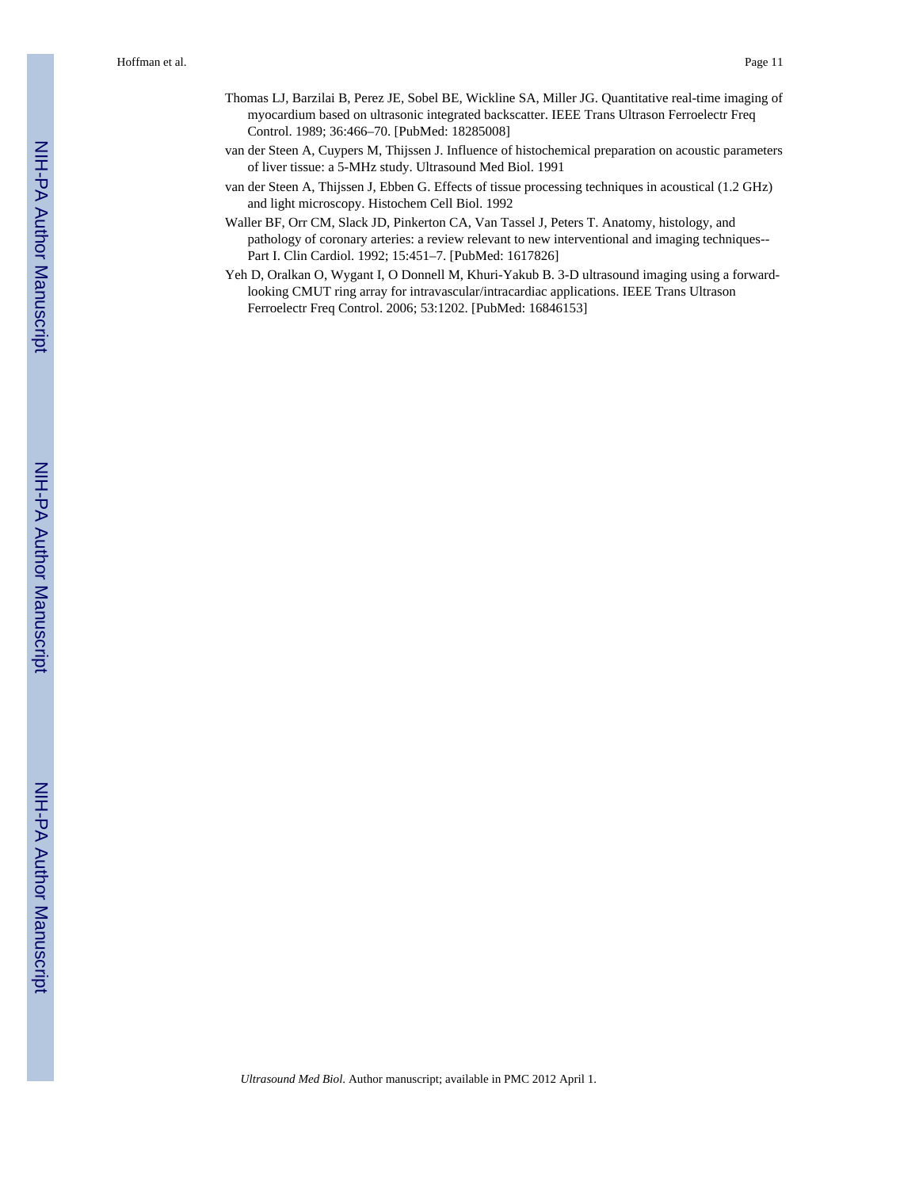Thomas LJ, Barzilai B, Perez JE, Sobel BE, Wickline SA, Miller JG. Quantitative real-time imaging of myocardium based on ultrasonic integrated backscatter. IEEE Trans Ultrason Ferroelectr Freq Control. 1989; 36:466–70. [PubMed: 18285008]

van der Steen A, Cuypers M, Thijssen J. Influence of histochemical preparation on acoustic parameters of liver tissue: a 5-MHz study. Ultrasound Med Biol. 1991

van der Steen A, Thijssen J, Ebben G. Effects of tissue processing techniques in acoustical (1.2 GHz) and light microscopy. Histochem Cell Biol. 1992

Waller BF, Orr CM, Slack JD, Pinkerton CA, Van Tassel J, Peters T. Anatomy, histology, and pathology of coronary arteries: a review relevant to new interventional and imaging techniques--Part I. Clin Cardiol. 1992; 15:451–7. [PubMed: 1617826]

Yeh D, Oralkan O, Wygant I, O Donnell M, Khuri-Yakub B. 3-D ultrasound imaging using a forward-looking CMUT ring array for intravascular/intracardiac applications. IEEE Trans Ultrason Ferroelectr Freq Control. 2006; 53:1202. [PubMed: 16846153]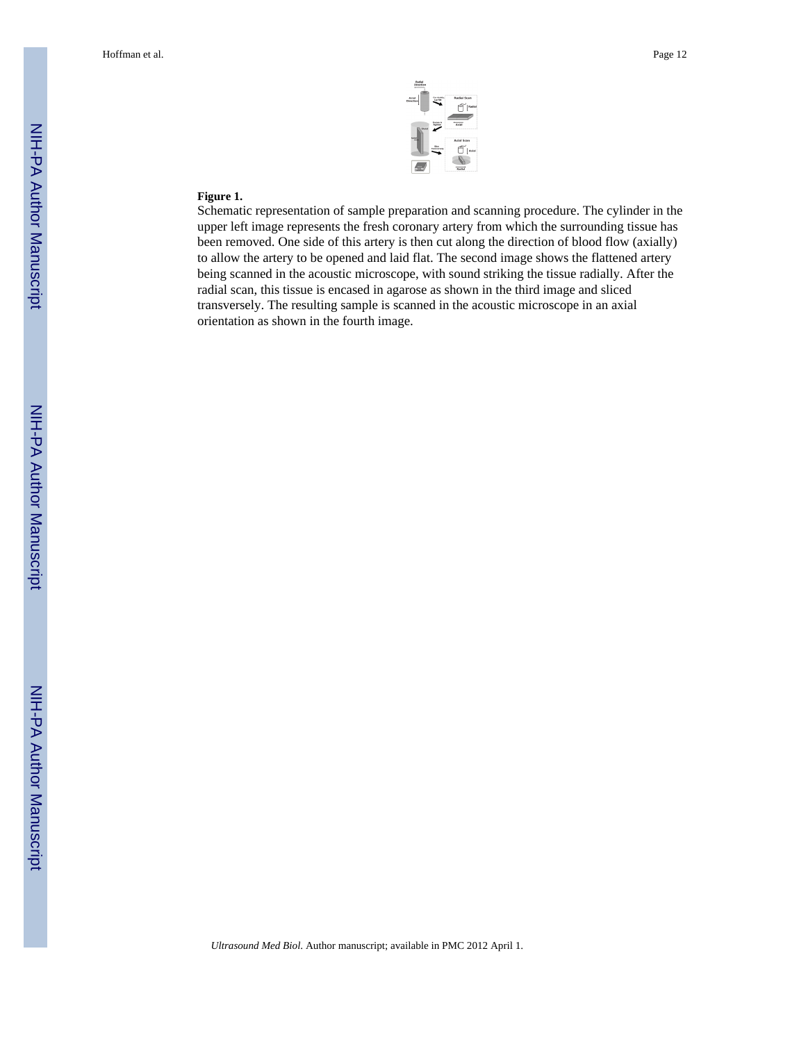**Figure 1.**

Schematic representation of sample preparation and scanning procedure. The cylinder in the upper left image represents the fresh coronary artery from which the surrounding tissue has been removed. One side of this artery is then cut along the direction of blood flow (axially) to allow the artery to be opened and laid flat. The second image shows the flattened artery being scanned in the acoustic microscope, with sound striking the tissue radially. After the radial scan, this tissue is encased in agarose as shown in the third image and sliced transversely. The resulting sample is scanned in the acoustic microscope in an axial orientation as shown in the fourth image.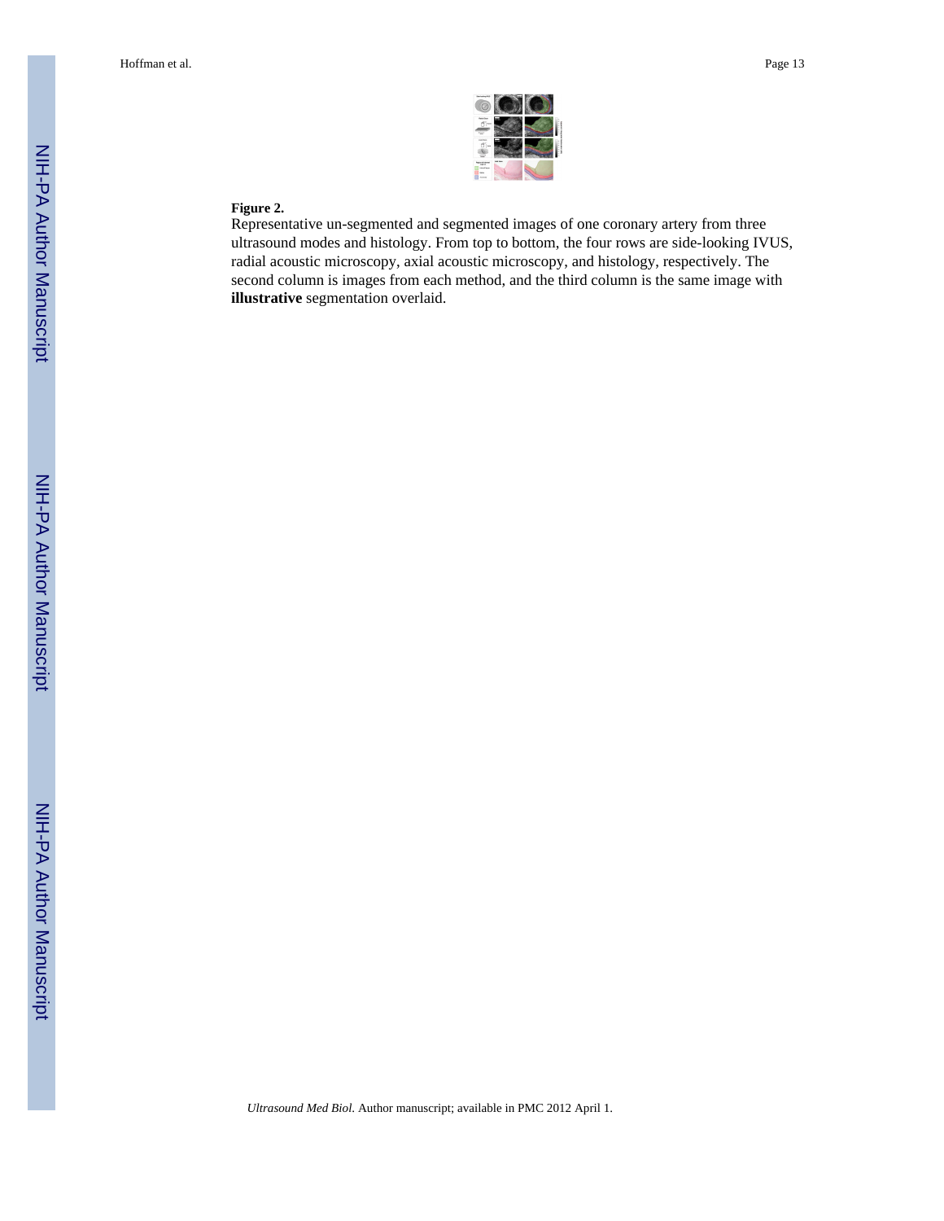**Figure 2.**

Representative un-segmented and segmented images of one coronary artery from three ultrasound modes and histology. From top to bottom, the four rows are side-looking IVUS, radial acoustic microscopy, axial acoustic microscopy, and histology, respectively. The second column is images from each method, and the third column is the same image with **illustrative** segmentation overlaid.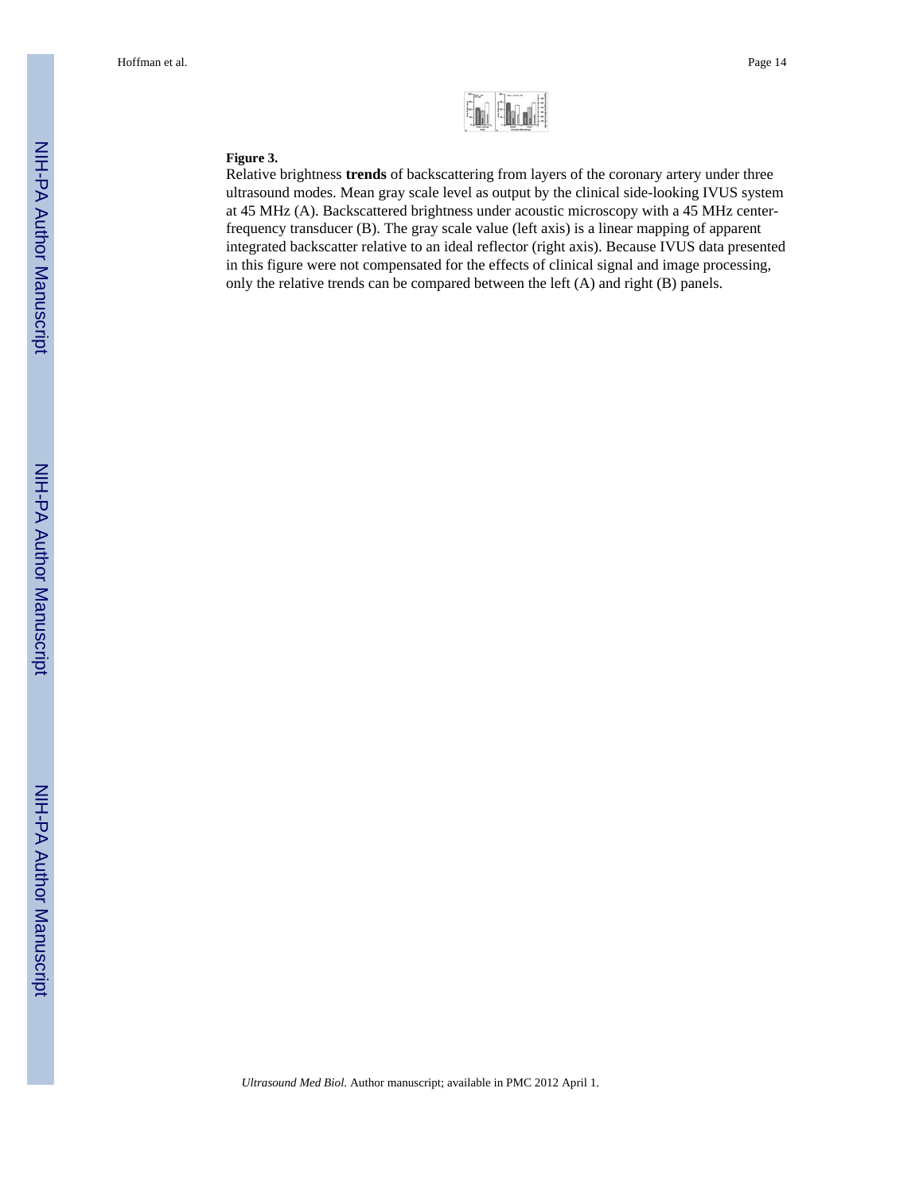**Figure 3.**

Relative brightness **trends** of backscattering from layers of the coronary artery under three ultrasound modes. Mean gray scale level as output by the clinical side-looking IVUS system at 45 MHz (A). Backscattered brightness under acoustic microscopy with a 45 MHz center-frequency transducer (B). The gray scale value (left axis) is a linear mapping of apparent integrated backscatter relative to an ideal reflector (right axis). Because IVUS data presented in this figure were not compensated for the effects of clinical signal and image processing, only the relative trends can be compared between the left (A) and right (B) panels.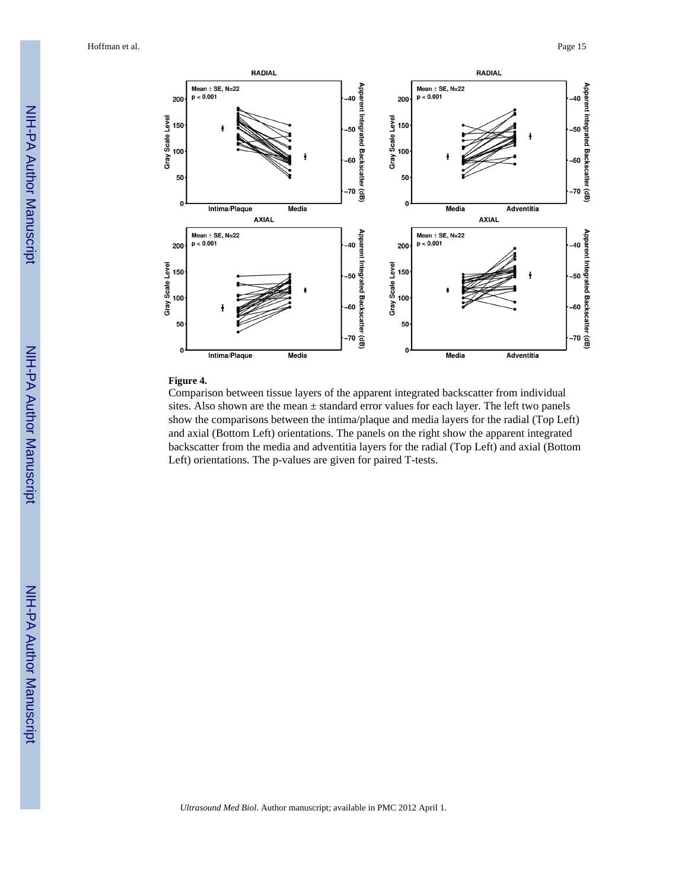**Figure 4.**

Comparison between tissue layers of the apparent integrated backscatter from individual sites. Also shown are the mean ± standard error values for each layer. The left two panels show the comparisons between the intima/plaque and media layers for the radial (Top Left) and axial (Bottom Left) orientations. The panels on the right show the apparent integrated backscatter from the media and adventitia layers for the radial (Top Left) and axial (Bottom Left) orientations. The p-values are given for paired T-tests.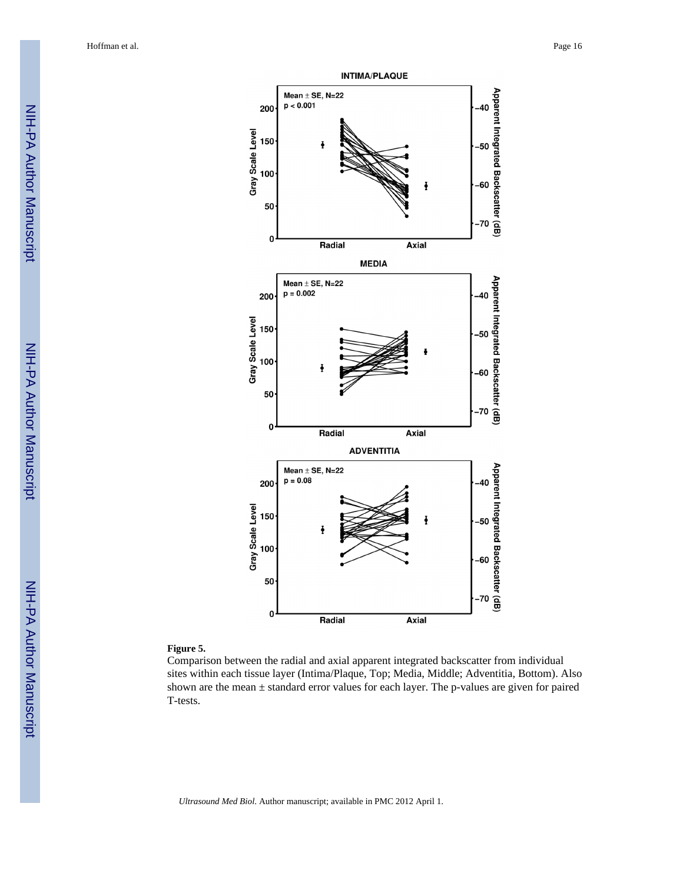**Figure 5.**

Comparison between the radial and axial apparent integrated backscatter from individual sites within each tissue layer (Intima/Plaque, Top; Media, Middle; Adventitia, Bottom). Also shown are the mean ± standard error values for each layer. The p-values are given for paired T-tests.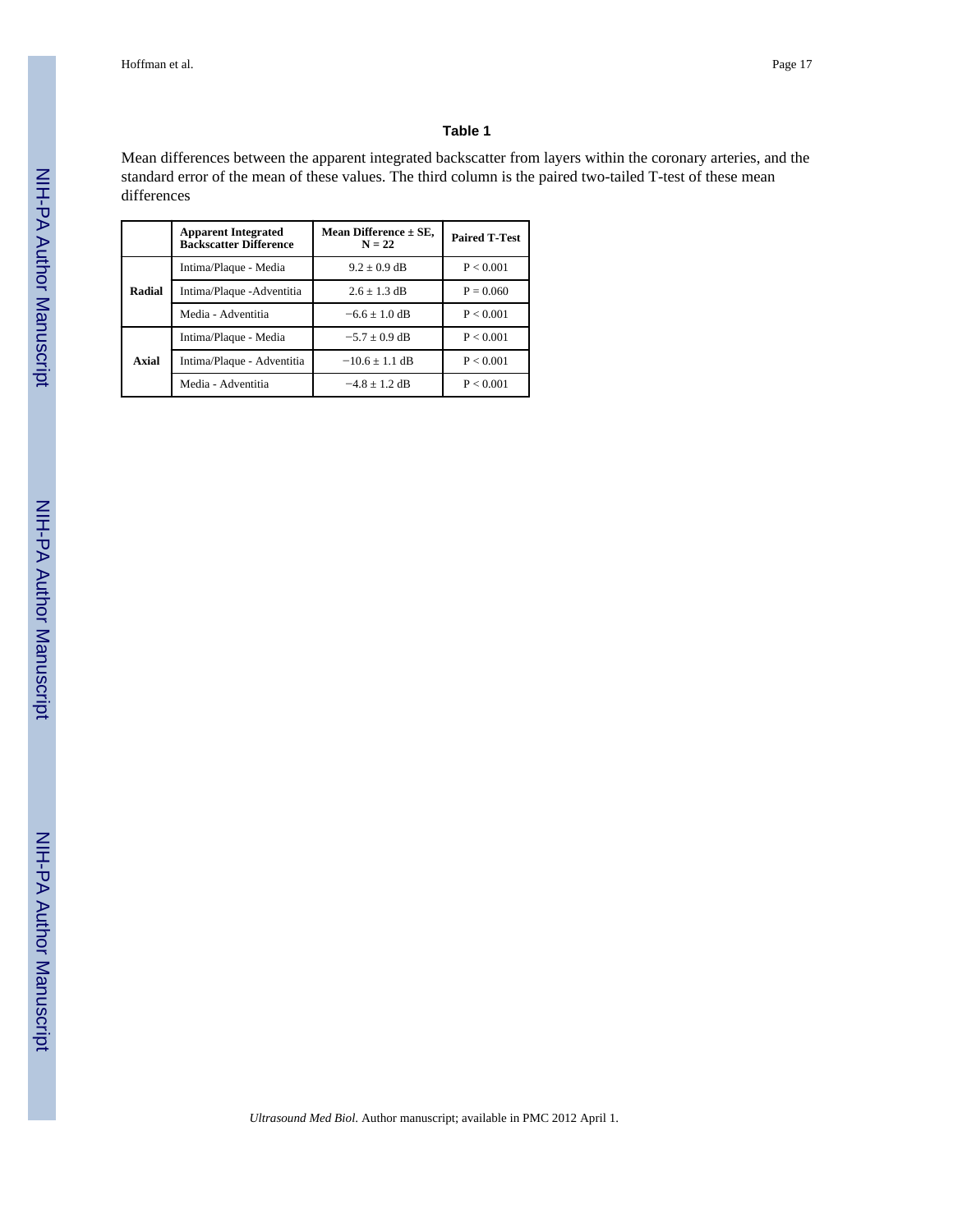### Table 1

Mean differences between the apparent integrated backscatter from layers within the coronary arteries, and the standard error of the mean of these values. The third column is the paired two-tailed T-test of these mean differences

| | Apparent Integrated Backscatter Difference | Mean Difference ± SE, N = 22 | Paired T-Test |
|---|---|---|---|
| **Radial** | Intima/Plaque - Media | 9.2 ± 0.9 dB | P < 0.001 |
| | Intima/Plaque -Adventitia | 2.6 ± 1.3 dB | P = 0.060 |
| | Media - Adventitia | −6.6 ± 1.0 dB | P < 0.001 |
| **Axial** | Intima/Plaque - Media | −5.7 ± 0.9 dB | P < 0.001 |
| | Intima/Plaque - Adventitia | −10.6 ± 1.1 dB | P < 0.001 |
| | Media - Adventitia | −4.8 ± 1.2 dB | P < 0.001 |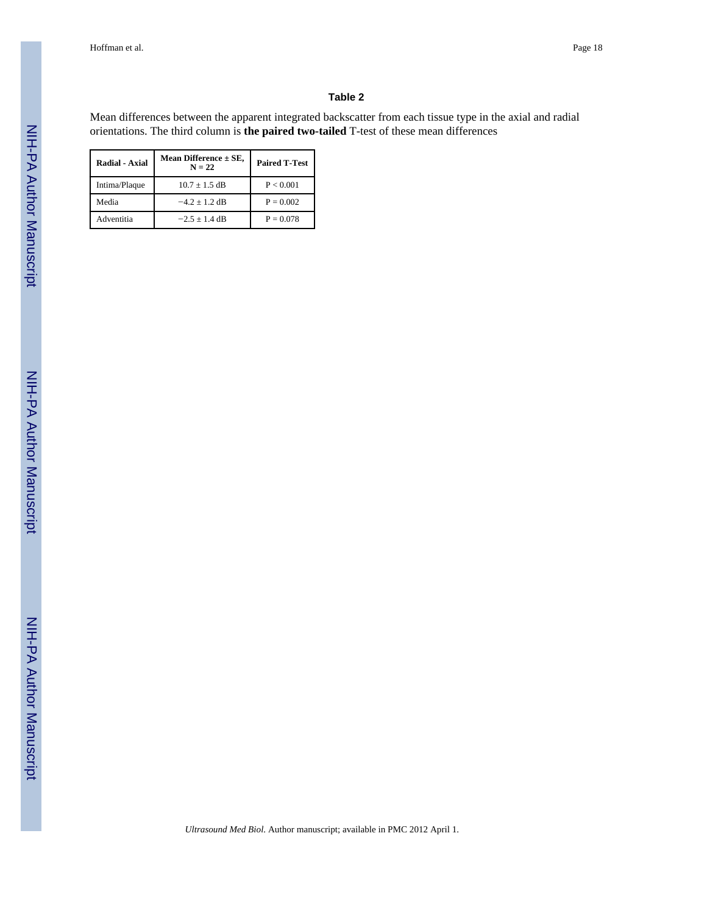### Table 2

Mean differences between the apparent integrated backscatter from each tissue type in the axial and radial orientations. The third column is **the paired two-tailed** T-test of these mean differences

| Radial - Axial | Mean Difference ± SE, N = 22 | Paired T-Test |
|---|---|---|
| Intima/Plaque | 10.7 ± 1.5 dB | P < 0.001 |
| Media | −4.2 ± 1.2 dB | P = 0.002 |
| Adventitia | −2.5 ± 1.4 dB | P = 0.078 |